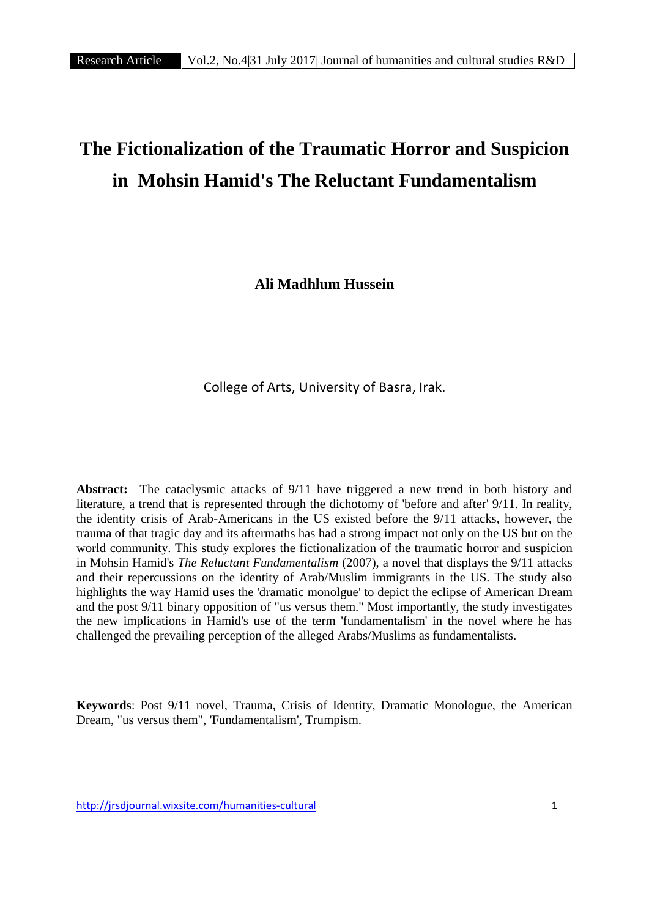# The Fictionalization of the Traumatic Horror and Suspicion in Mohsin Hamid's The Reluctant Fundamentalism

**Ali Madhlum Hussein**

College of Arts, University of Basra, Irak.

**Abstract:** The cataclysmic attacks of 9/11 have triggered a new trend in both history and literature, a trend that is represented through the dichotomy of 'before and after' 9/11. In reality, the identity crisis of Arab-Americans in the US existed before the 9/11 attacks, however, the trauma of that tragic day and its aftermaths has had a strong impact not only on the US but on the world community. This study explores the fictionalization of the traumatic horror and suspicion in Mohsin Hamid's *The Reluctant Fundamentalism* (2007), a novel that displays the 9/11 attacks and their repercussions on the identity of Arab/Muslim immigrants in the US. The study also highlights the way Hamid uses the 'dramatic monolgue' to depict the eclipse of American Dream and the post 9/11 binary opposition of "us versus them." Most importantly, the study investigates the new implications in Hamid's use of the term 'fundamentalism' in the novel where he has challenged the prevailing perception of the alleged Arabs/Muslims as fundamentalists.

**Keywords**: Post 9/11 novel, Trauma, Crisis of Identity, Dramatic Monologue, the American Dream, "us versus them", 'Fundamentalism', Trumpism.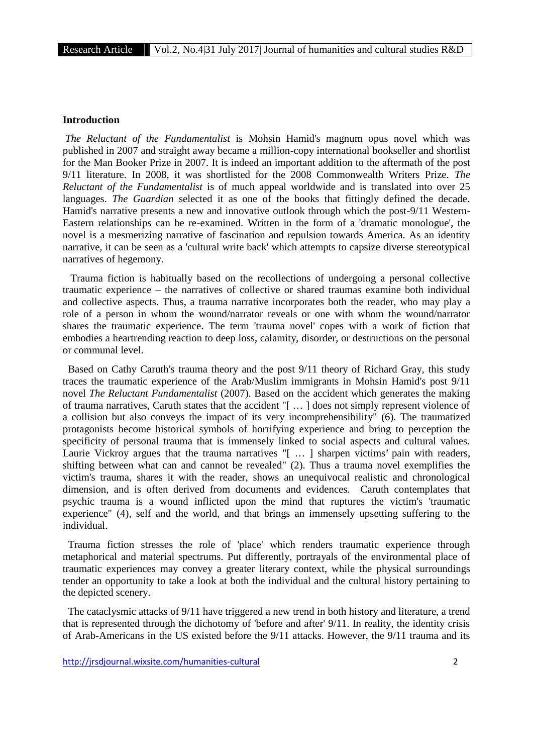## Introduction

*The Reluctant of the Fundamentalist* is Mohsin Hamid's magnum opus novel which was published in 2007 and straight away became a million-copy international bookseller and shortlist for the Man Booker Prize in 2007. It is indeed an important addition to the aftermath of the post 9/11 literature. In 2008, it was shortlisted for the 2008 Commonwealth Writers Prize. *The Reluctant of the Fundamentalist* is of much appeal worldwide and is translated into over 25 languages. *The Guardian* selected it as one of the books that fittingly defined the decade. Hamid's narrative presents a new and innovative outlook through which the post-9/11 Western-Eastern relationships can be re-examined. Written in the form of a 'dramatic monologue', the novel is a mesmerizing narrative of fascination and repulsion towards America. As an identity narrative, it can be seen as a 'cultural write back' which attempts to capsize diverse stereotypical narratives of hegemony.

Trauma fiction is habitually based on the recollections of undergoing a personal collective traumatic experience – the narratives of collective or shared traumas examine both individual and collective aspects. Thus, a trauma narrative incorporates both the reader, who may play a role of a person in whom the wound/narrator reveals or one with whom the wound/narrator shares the traumatic experience. The term 'trauma novel' copes with a work of fiction that embodies a heartrending reaction to deep loss, calamity, disorder, or destructions on the personal or communal level.

Based on Cathy Caruth's trauma theory and the post 9/11 theory of Richard Gray, this study traces the traumatic experience of the Arab/Muslim immigrants in Mohsin Hamid's post 9/11 novel *The Reluctant Fundamentalist* (2007). Based on the accident which generates the making of trauma narratives, Caruth states that the accident "[ … ] does not simply represent violence of a collision but also conveys the impact of its very incomprehensibility" (6). The traumatized protagonists become historical symbols of horrifying experience and bring to perception the specificity of personal trauma that is immensely linked to social aspects and cultural values. Laurie Vickroy argues that the trauma narratives "[ … ] sharpen victims' pain with readers, shifting between what can and cannot be revealed" (2). Thus a trauma novel exemplifies the victim's trauma, shares it with the reader, shows an unequivocal realistic and chronological dimension, and is often derived from documents and evidences. Caruth contemplates that psychic trauma is a wound inflicted upon the mind that ruptures the victim's 'traumatic experience" (4), self and the world, and that brings an immensely upsetting suffering to the individual.

Trauma fiction stresses the role of 'place' which renders traumatic experience through metaphorical and material spectrums. Put differently, portrayals of the environmental place of traumatic experiences may convey a greater literary context, while the physical surroundings tender an opportunity to take a look at both the individual and the cultural history pertaining to the depicted scenery.

The cataclysmic attacks of 9/11 have triggered a new trend in both history and literature, a trend that is represented through the dichotomy of 'before and after' 9/11. In reality, the identity crisis of Arab-Americans in the US existed before the 9/11 attacks. However, the 9/11 trauma and its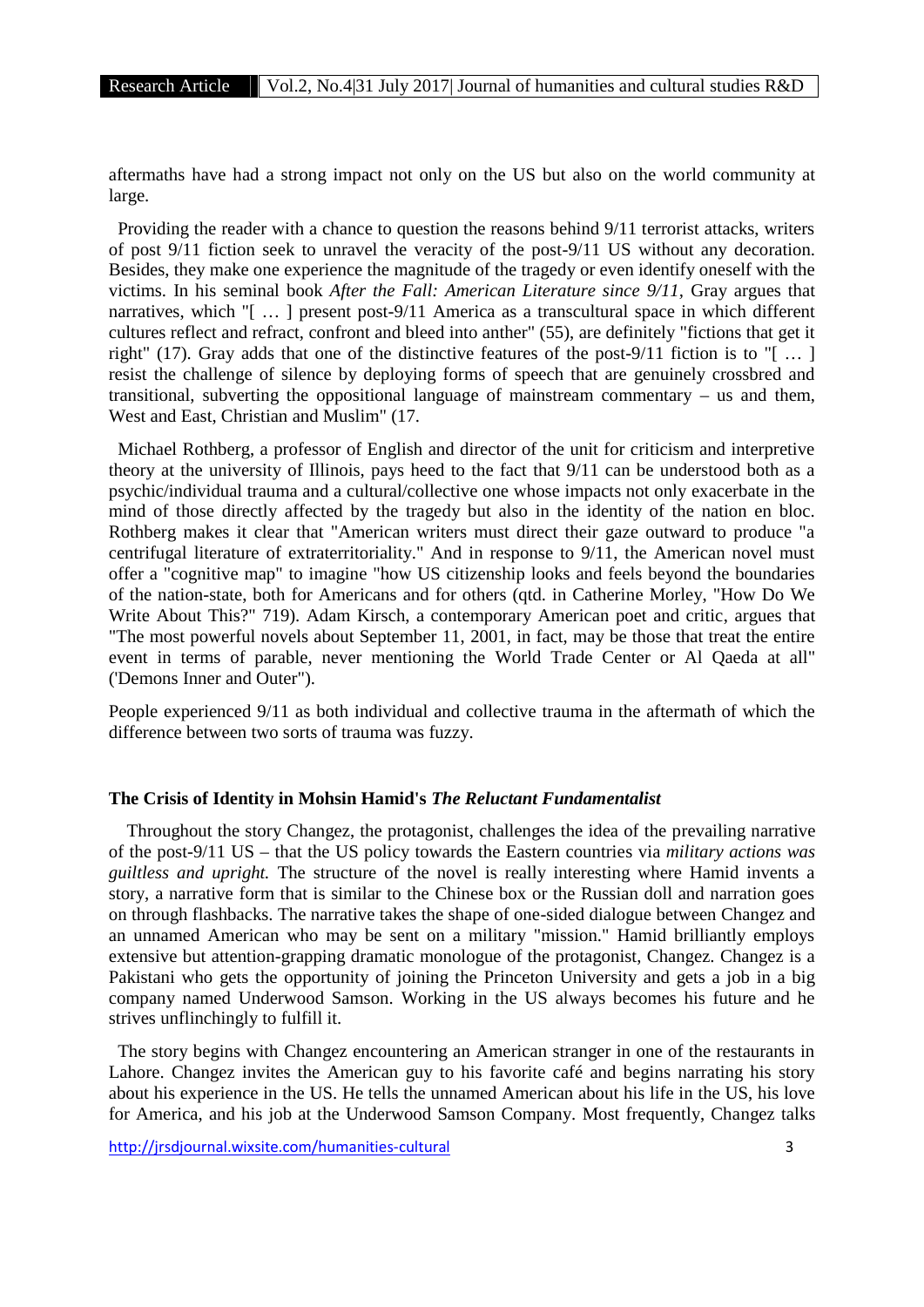aftermaths have had a strong impact not only on the US but also on the world community at large.

Providing the reader with a chance to question the reasons behind 9/11 terrorist attacks, writers of post 9/11 fiction seek to unravel the veracity of the post-9/11 US without any decoration. Besides, they make one experience the magnitude of the tragedy or even identify oneself with the victims. In his seminal book *After the Fall: American Literature since 9/11*, Gray argues that narratives, which "[ … ] present post-9/11 America as a transcultural space in which different cultures reflect and refract, confront and bleed into anther" (55), are definitely "fictions that get it right" (17). Gray adds that one of the distinctive features of the post-9/11 fiction is to "[ … ] resist the challenge of silence by deploying forms of speech that are genuinely crossbred and transitional, subverting the oppositional language of mainstream commentary – us and them, West and East, Christian and Muslim" (17.

Michael Rothberg, a professor of English and director of the unit for criticism and interpretive theory at the university of Illinois, pays heed to the fact that 9/11 can be understood both as a psychic/individual trauma and a cultural/collective one whose impacts not only exacerbate in the mind of those directly affected by the tragedy but also in the identity of the nation en bloc. Rothberg makes it clear that "American writers must direct their gaze outward to produce "a centrifugal literature of extraterritoriality." And in response to 9/11, the American novel must offer a "cognitive map" to imagine "how US citizenship looks and feels beyond the boundaries of the nation-state, both for Americans and for others (qtd. in Catherine Morley, "How Do We Write About This?" 719). Adam Kirsch, a contemporary American poet and critic, argues that "The most powerful novels about September 11, 2001, in fact, may be those that treat the entire event in terms of parable, never mentioning the World Trade Center or Al Qaeda at all" ('Demons Inner and Outer").

People experienced 9/11 as both individual and collective trauma in the aftermath of which the difference between two sorts of trauma was fuzzy.

## The Crisis of Identity in Mohsin Hamid's *The Reluctant Fundamentalist*

Throughout the story Changez, the protagonist, challenges the idea of the prevailing narrative of the post-9/11 US – that the US policy towards the Eastern countries via *military actions was guiltless and upright.* The structure of the novel is really interesting where Hamid invents a story, a narrative form that is similar to the Chinese box or the Russian doll and narration goes on through flashbacks. The narrative takes the shape of one-sided dialogue between Changez and an unnamed American who may be sent on a military "mission." Hamid brilliantly employs extensive but attention-grapping dramatic monologue of the protagonist, Changez. Changez is a Pakistani who gets the opportunity of joining the Princeton University and gets a job in a big company named Underwood Samson. Working in the US always becomes his future and he strives unflinchingly to fulfill it.

The story begins with Changez encountering an American stranger in one of the restaurants in Lahore. Changez invites the American guy to his favorite café and begins narrating his story about his experience in the US. He tells the unnamed American about his life in the US, his love for America, and his job at the Underwood Samson Company. Most frequently, Changez talks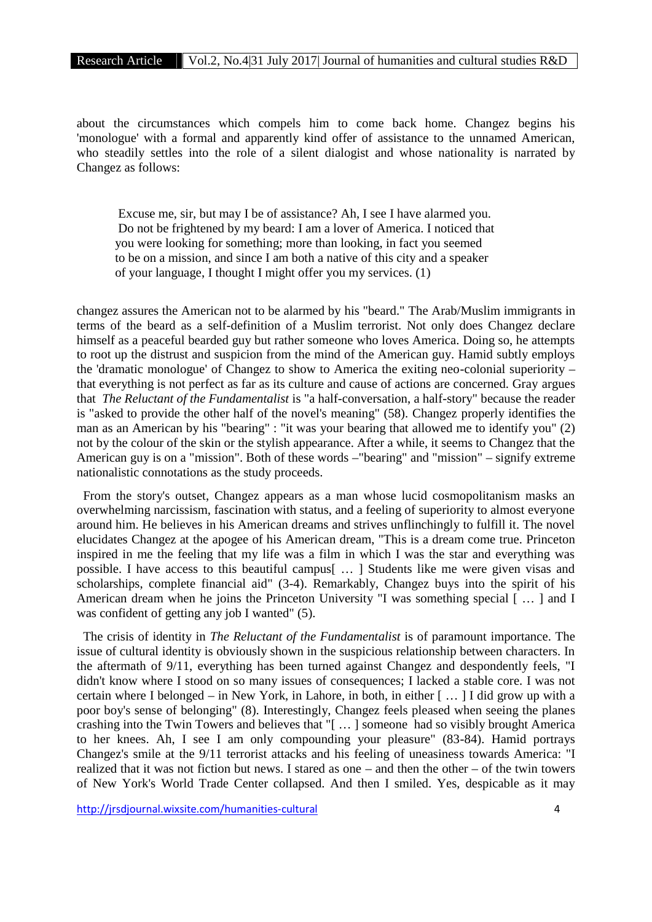about the circumstances which compels him to come back home. Changez begins his 'monologue' with a formal and apparently kind offer of assistance to the unnamed American, who steadily settles into the role of a silent dialogist and whose nationality is narrated by Changez as follows:

> Excuse me, sir, but may I be of assistance? Ah, I see I have alarmed you. Do not be frightened by my beard: I am a lover of America. I noticed that you were looking for something; more than looking, in fact you seemed to be on a mission, and since I am both a native of this city and a speaker of your language, I thought I might offer you my services. (1)

changez assures the American not to be alarmed by his "beard." The Arab/Muslim immigrants in terms of the beard as a self-definition of a Muslim terrorist. Not only does Changez declare himself as a peaceful bearded guy but rather someone who loves America. Doing so, he attempts to root up the distrust and suspicion from the mind of the American guy. Hamid subtly employs the 'dramatic monologue' of Changez to show to America the exiting neo-colonial superiority – that everything is not perfect as far as its culture and cause of actions are concerned. Gray argues that *The Reluctant of the Fundamentalist* is "a half-conversation, a half-story" because the reader is "asked to provide the other half of the novel's meaning" (58). Changez properly identifies the man as an American by his "bearing" : "it was your bearing that allowed me to identify you" (2) not by the colour of the skin or the stylish appearance. After a while, it seems to Changez that the American guy is on a "mission". Both of these words –"bearing" and "mission" – signify extreme nationalistic connotations as the study proceeds.

From the story's outset, Changez appears as a man whose lucid cosmopolitanism masks an overwhelming narcissism, fascination with status, and a feeling of superiority to almost everyone around him. He believes in his American dreams and strives unflinchingly to fulfill it. The novel elucidates Changez at the apogee of his American dream, "This is a dream come true. Princeton inspired in me the feeling that my life was a film in which I was the star and everything was possible. I have access to this beautiful campus[ … ] Students like me were given visas and scholarships, complete financial aid" (3-4). Remarkably, Changez buys into the spirit of his American dream when he joins the Princeton University "I was something special [ … ] and I was confident of getting any job I wanted" (5).

The crisis of identity in *The Reluctant of the Fundamentalist* is of paramount importance. The issue of cultural identity is obviously shown in the suspicious relationship between characters. In the aftermath of 9/11, everything has been turned against Changez and despondently feels, "I didn't know where I stood on so many issues of consequences; I lacked a stable core. I was not certain where I belonged – in New York, in Lahore, in both, in either [ … ] I did grow up with a poor boy's sense of belonging" (8). Interestingly, Changez feels pleased when seeing the planes crashing into the Twin Towers and believes that "[ … ] someone had so visibly brought America to her knees. Ah, I see I am only compounding your pleasure" (83-84). Hamid portrays Changez's smile at the 9/11 terrorist attacks and his feeling of uneasiness towards America: "I realized that it was not fiction but news. I stared as one – and then the other – of the twin towers of New York's World Trade Center collapsed. And then I smiled. Yes, despicable as it may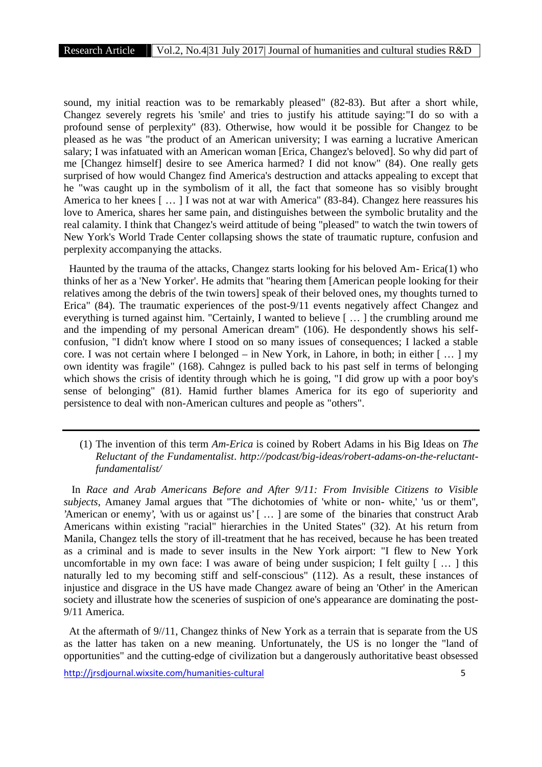sound, my initial reaction was to be remarkably pleased" (82-83). But after a short while, Changez severely regrets his 'smile' and tries to justify his attitude saying:"I do so with a profound sense of perplexity" (83). Otherwise, how would it be possible for Changez to be pleased as he was "the product of an American university; I was earning a lucrative American salary; I was infatuated with an American woman [Erica, Changez's beloved]. So why did part of me [Changez himself] desire to see America harmed? I did not know" (84). One really gets surprised of how would Changez find America's destruction and attacks appealing to except that he "was caught up in the symbolism of it all, the fact that someone has so visibly brought America to her knees [ … ] I was not at war with America" (83-84). Changez here reassures his love to America, shares her same pain, and distinguishes between the symbolic brutality and the real calamity. I think that Changez's weird attitude of being "pleased" to watch the twin towers of New York's World Trade Center collapsing shows the state of traumatic rupture, confusion and perplexity accompanying the attacks.

Haunted by the trauma of the attacks, Changez starts looking for his beloved Am- Erica(1) who thinks of her as a 'New Yorker'. He admits that "hearing them [American people looking for their relatives among the debris of the twin towers] speak of their beloved ones, my thoughts turned to Erica" (84). The traumatic experiences of the post-9/11 events negatively affect Changez and everything is turned against him. "Certainly, I wanted to believe [ … ] the crumbling around me and the impending of my personal American dream" (106). He despondently shows his self-confusion, "I didn't know where I stood on so many issues of consequences; I lacked a stable core. I was not certain where I belonged – in New York, in Lahore, in both; in either [ … ] my own identity was fragile" (168). Cahngez is pulled back to his past self in terms of belonging which shows the crisis of identity through which he is going, "I did grow up with a poor boy's sense of belonging" (81). Hamid further blames America for its ego of superiority and persistence to deal with non-American cultures and people as "others".

---

(1) The invention of this term *Am-Erica* is coined by Robert Adams in his Big Ideas on *The Reluctant of the Fundamentalist*. *http://podcast/big-ideas/robert-adams-on-the-reluctant-fundamentalist/*

In *Race and Arab Americans Before and After 9/11: From Invisible Citizens to Visible subjects*, Amaney Jamal argues that "The dichotomies of 'white or non- white,' 'us or them'', 'American or enemy', 'with us or against us' [ … ] are some of the binaries that construct Arab Americans within existing "racial" hierarchies in the United States" (32). At his return from Manila, Changez tells the story of ill-treatment that he has received, because he has been treated as a criminal and is made to sever insults in the New York airport: "I flew to New York uncomfortable in my own face: I was aware of being under suspicion; I felt guilty [ … ] this naturally led to my becoming stiff and self-conscious" (112). As a result, these instances of injustice and disgrace in the US have made Changez aware of being an 'Other' in the American society and illustrate how the sceneries of suspicion of one's appearance are dominating the post-9/11 America.

At the aftermath of 9//11, Changez thinks of New York as a terrain that is separate from the US as the latter has taken on a new meaning. Unfortunately, the US is no longer the "land of opportunities" and the cutting-edge of civilization but a dangerously authoritative beast obsessed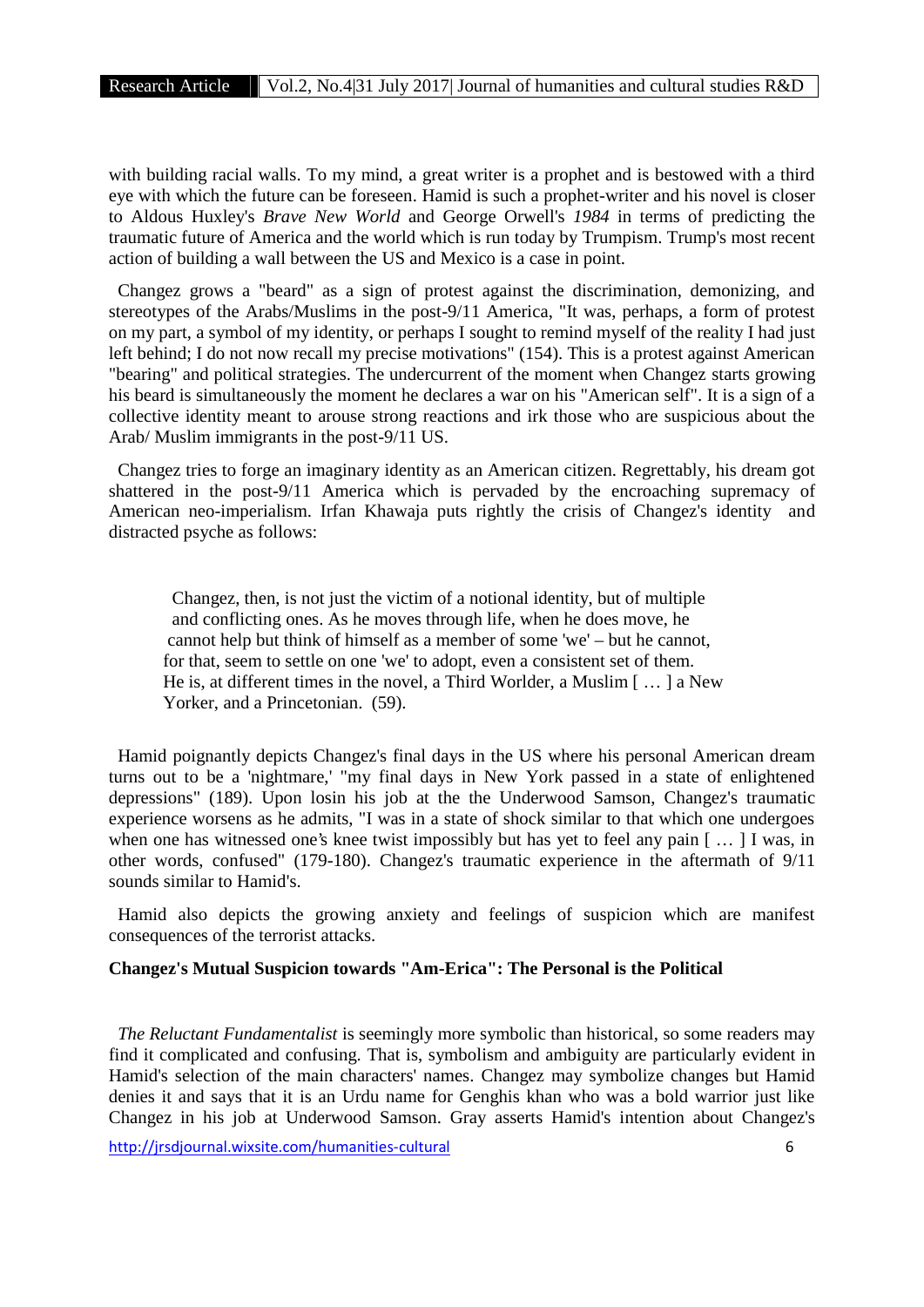with building racial walls. To my mind, a great writer is a prophet and is bestowed with a third eye with which the future can be foreseen. Hamid is such a prophet-writer and his novel is closer to Aldous Huxley's *Brave New World* and George Orwell's *1984* in terms of predicting the traumatic future of America and the world which is run today by Trumpism. Trump's most recent action of building a wall between the US and Mexico is a case in point.

Changez grows a "beard" as a sign of protest against the discrimination, demonizing, and stereotypes of the Arabs/Muslims in the post-9/11 America, "It was, perhaps, a form of protest on my part, a symbol of my identity, or perhaps I sought to remind myself of the reality I had just left behind; I do not now recall my precise motivations" (154). This is a protest against American "bearing" and political strategies. The undercurrent of the moment when Changez starts growing his beard is simultaneously the moment he declares a war on his "American self". It is a sign of a collective identity meant to arouse strong reactions and irk those who are suspicious about the Arab/ Muslim immigrants in the post-9/11 US.

Changez tries to forge an imaginary identity as an American citizen. Regrettably, his dream got shattered in the post-9/11 America which is pervaded by the encroaching supremacy of American neo-imperialism. Irfan Khawaja puts rightly the crisis of Changez's identity and distracted psyche as follows:

> Changez, then, is not just the victim of a notional identity, but of multiple and conflicting ones. As he moves through life, when he does move, he cannot help but think of himself as a member of some 'we' – but he cannot, for that, seem to settle on one 'we' to adopt, even a consistent set of them. He is, at different times in the novel, a Third Worlder, a Muslim [ … ] a New Yorker, and a Princetonian. (59).

Hamid poignantly depicts Changez's final days in the US where his personal American dream turns out to be a 'nightmare,' "my final days in New York passed in a state of enlightened depressions" (189). Upon losin his job at the the Underwood Samson, Changez's traumatic experience worsens as he admits, "I was in a state of shock similar to that which one undergoes when one has witnessed one's knee twist impossibly but has yet to feel any pain [ … ] I was, in other words, confused" (179-180). Changez's traumatic experience in the aftermath of 9/11 sounds similar to Hamid's.

Hamid also depicts the growing anxiety and feelings of suspicion which are manifest consequences of the terrorist attacks.

**Changez's Mutual Suspicion towards "Am-Erica": The Personal is the Political**

*The Reluctant Fundamentalist* is seemingly more symbolic than historical, so some readers may find it complicated and confusing. That is, symbolism and ambiguity are particularly evident in Hamid's selection of the main characters' names. Changez may symbolize changes but Hamid denies it and says that it is an Urdu name for Genghis khan who was a bold warrior just like Changez in his job at Underwood Samson. Gray asserts Hamid's intention about Changez's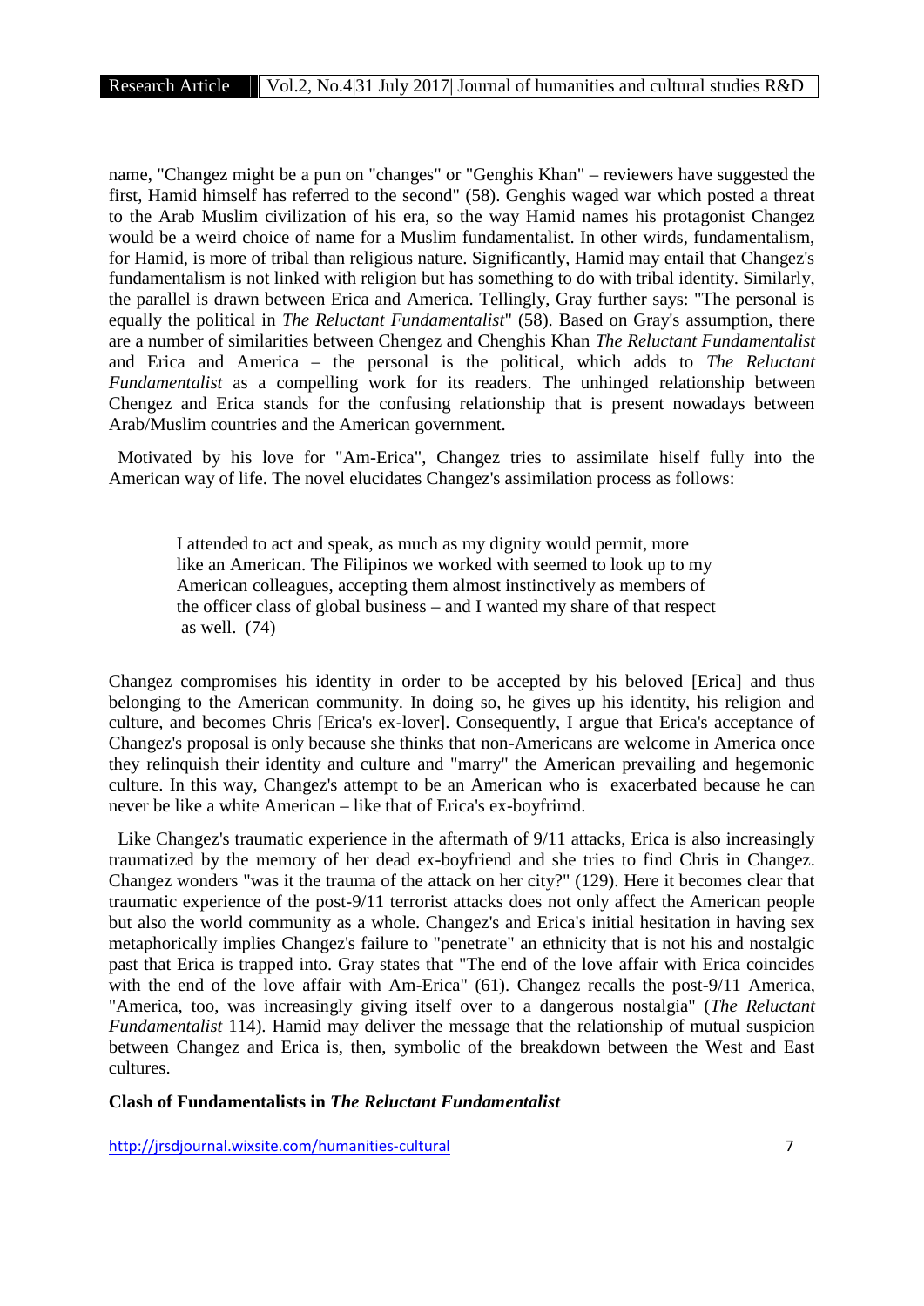name, "Changez might be a pun on "changes" or "Genghis Khan" – reviewers have suggested the first, Hamid himself has referred to the second" (58). Genghis waged war which posted a threat to the Arab Muslim civilization of his era, so the way Hamid names his protagonist Changez would be a weird choice of name for a Muslim fundamentalist. In other wirds, fundamentalism, for Hamid, is more of tribal than religious nature. Significantly, Hamid may entail that Changez's fundamentalism is not linked with religion but has something to do with tribal identity. Similarly, the parallel is drawn between Erica and America. Tellingly, Gray further says: "The personal is equally the political in *The Reluctant Fundamentalist*" (58). Based on Gray's assumption, there are a number of similarities between Chengez and Chenghis Khan *The Reluctant Fundamentalist* and Erica and America – the personal is the political, which adds to *The Reluctant Fundamentalist* as a compelling work for its readers. The unhinged relationship between Chengez and Erica stands for the confusing relationship that is present nowadays between Arab/Muslim countries and the American government.

Motivated by his love for "Am-Erica", Changez tries to assimilate hiself fully into the American way of life. The novel elucidates Changez's assimilation process as follows:

> I attended to act and speak, as much as my dignity would permit, more like an American. The Filipinos we worked with seemed to look up to my American colleagues, accepting them almost instinctively as members of the officer class of global business – and I wanted my share of that respect as well. (74)

Changez compromises his identity in order to be accepted by his beloved [Erica] and thus belonging to the American community. In doing so, he gives up his identity, his religion and culture, and becomes Chris [Erica's ex-lover]. Consequently, I argue that Erica's acceptance of Changez's proposal is only because she thinks that non-Americans are welcome in America once they relinquish their identity and culture and "marry" the American prevailing and hegemonic culture. In this way, Changez's attempt to be an American who is exacerbated because he can never be like a white American – like that of Erica's ex-boyfrirnd.

Like Changez's traumatic experience in the aftermath of 9/11 attacks, Erica is also increasingly traumatized by the memory of her dead ex-boyfriend and she tries to find Chris in Changez. Changez wonders "was it the trauma of the attack on her city?" (129). Here it becomes clear that traumatic experience of the post-9/11 terrorist attacks does not only affect the American people but also the world community as a whole. Changez's and Erica's initial hesitation in having sex metaphorically implies Changez's failure to "penetrate" an ethnicity that is not his and nostalgic past that Erica is trapped into. Gray states that "The end of the love affair with Erica coincides with the end of the love affair with Am-Erica" (61). Changez recalls the post-9/11 America, "America, too, was increasingly giving itself over to a dangerous nostalgia" (*The Reluctant Fundamentalist* 114). Hamid may deliver the message that the relationship of mutual suspicion between Changez and Erica is, then, symbolic of the breakdown between the West and East cultures.

**Clash of Fundamentalists in *The Reluctant Fundamentalist***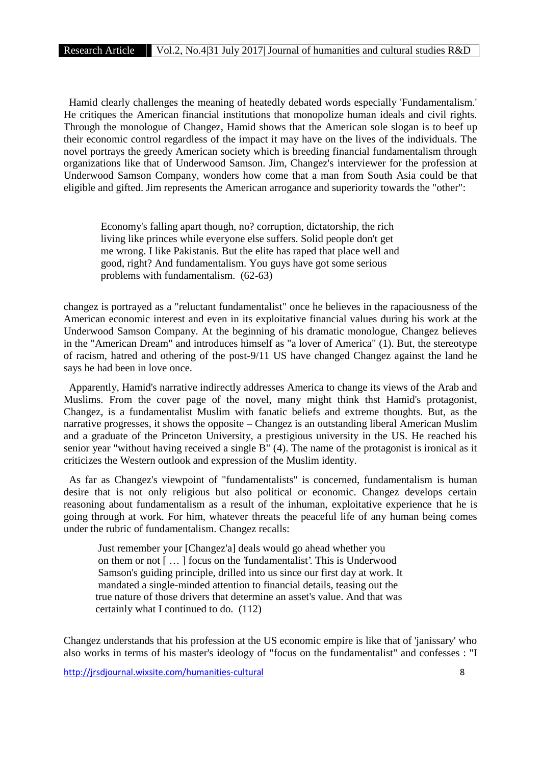Hamid clearly challenges the meaning of heatedly debated words especially 'Fundamentalism.' He critiques the American financial institutions that monopolize human ideals and civil rights. Through the monologue of Changez, Hamid shows that the American sole slogan is to beef up their economic control regardless of the impact it may have on the lives of the individuals. The novel portrays the greedy American society which is breeding financial fundamentalism through organizations like that of Underwood Samson. Jim, Changez's interviewer for the profession at Underwood Samson Company, wonders how come that a man from South Asia could be that eligible and gifted. Jim represents the American arrogance and superiority towards the "other":

> Economy's falling apart though, no? corruption, dictatorship, the rich living like princes while everyone else suffers. Solid people don't get me wrong. I like Pakistanis. But the elite has raped that place well and good, right? And fundamentalism. You guys have got some serious problems with fundamentalism. (62-63)

changez is portrayed as a "reluctant fundamentalist" once he believes in the rapaciousness of the American economic interest and even in its exploitative financial values during his work at the Underwood Samson Company. At the beginning of his dramatic monologue, Changez believes in the "American Dream" and introduces himself as "a lover of America" (1). But, the stereotype of racism, hatred and othering of the post-9/11 US have changed Changez against the land he says he had been in love once.

Apparently, Hamid's narrative indirectly addresses America to change its views of the Arab and Muslims. From the cover page of the novel, many might think thst Hamid's protagonist, Changez, is a fundamentalist Muslim with fanatic beliefs and extreme thoughts. But, as the narrative progresses, it shows the opposite – Changez is an outstanding liberal American Muslim and a graduate of the Princeton University, a prestigious university in the US. He reached his senior year "without having received a single B" (4). The name of the protagonist is ironical as it criticizes the Western outlook and expression of the Muslim identity.

As far as Changez's viewpoint of "fundamentalists" is concerned, fundamentalism is human desire that is not only religious but also political or economic. Changez develops certain reasoning about fundamentalism as a result of the inhuman, exploitative experience that he is going through at work. For him, whatever threats the peaceful life of any human being comes under the rubric of fundamentalism. Changez recalls:

> Just remember your [Changez'a] deals would go ahead whether you on them or not [ … ] focus on the 'fundamentalist'. This is Underwood Samson's guiding principle, drilled into us since our first day at work. It mandated a single-minded attention to financial details, teasing out the true nature of those drivers that determine an asset's value. And that was certainly what I continued to do. (112)

Changez understands that his profession at the US economic empire is like that of 'janissary' who also works in terms of his master's ideology of "focus on the fundamentalist" and confesses : "I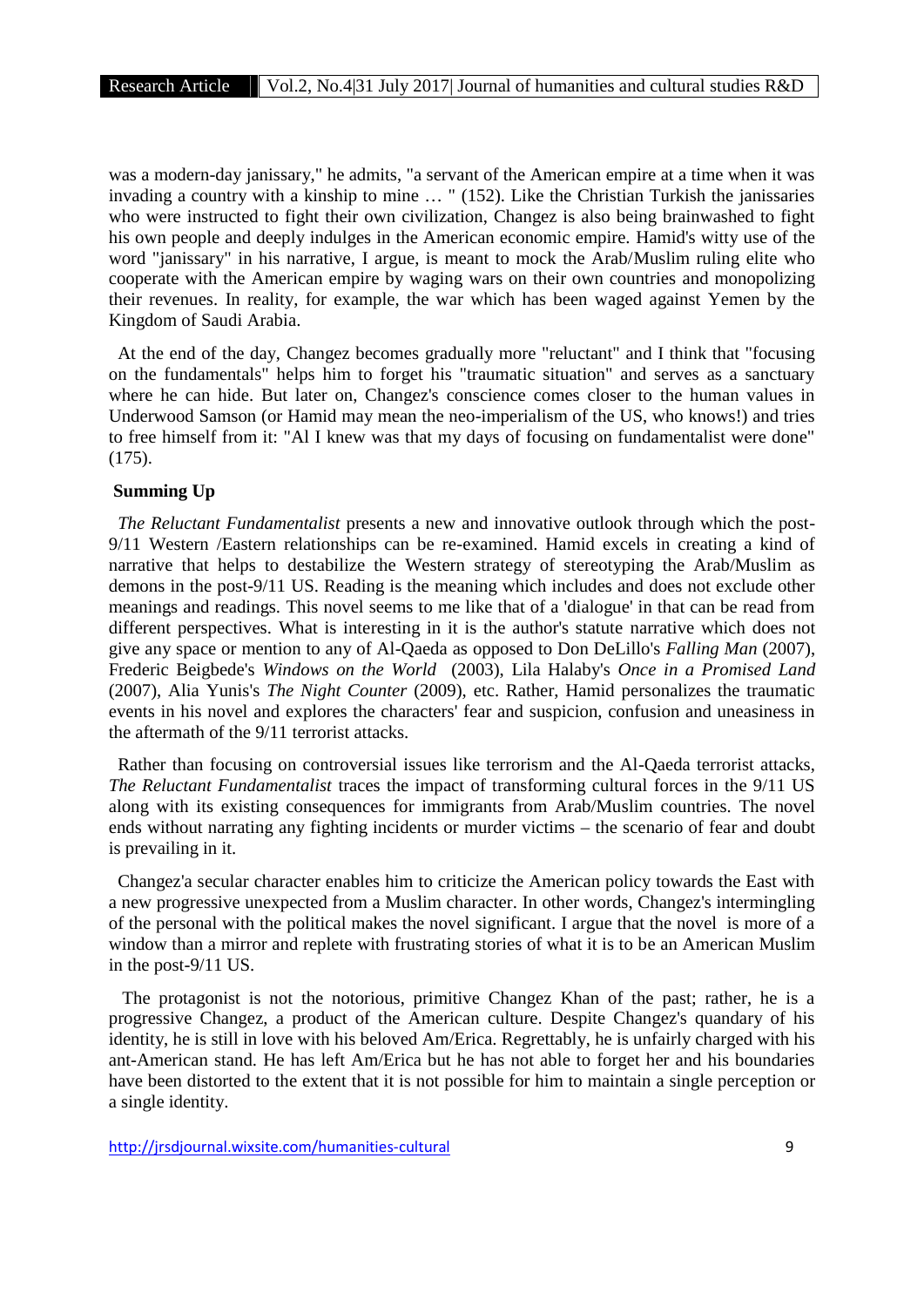was a modern-day janissary," he admits, "a servant of the American empire at a time when it was invading a country with a kinship to mine … " (152). Like the Christian Turkish the janissaries who were instructed to fight their own civilization, Changez is also being brainwashed to fight his own people and deeply indulges in the American economic empire. Hamid's witty use of the word "janissary" in his narrative, I argue, is meant to mock the Arab/Muslim ruling elite who cooperate with the American empire by waging wars on their own countries and monopolizing their revenues. In reality, for example, the war which has been waged against Yemen by the Kingdom of Saudi Arabia.

At the end of the day, Changez becomes gradually more "reluctant" and I think that "focusing on the fundamentals" helps him to forget his "traumatic situation" and serves as a sanctuary where he can hide. But later on, Changez's conscience comes closer to the human values in Underwood Samson (or Hamid may mean the neo-imperialism of the US, who knows!) and tries to free himself from it: "Al I knew was that my days of focusing on fundamentalist were done" (175).

**Summing Up**

*The Reluctant Fundamentalist* presents a new and innovative outlook through which the post-9/11 Western /Eastern relationships can be re-examined. Hamid excels in creating a kind of narrative that helps to destabilize the Western strategy of stereotyping the Arab/Muslim as demons in the post-9/11 US. Reading is the meaning which includes and does not exclude other meanings and readings. This novel seems to me like that of a 'dialogue' in that can be read from different perspectives. What is interesting in it is the author's statute narrative which does not give any space or mention to any of Al-Qaeda as opposed to Don DeLillo's *Falling Man* (2007), Frederic Beigbede's *Windows on the World* (2003), Lila Halaby's *Once in a Promised Land* (2007), Alia Yunis's *The Night Counter* (2009), etc. Rather, Hamid personalizes the traumatic events in his novel and explores the characters' fear and suspicion, confusion and uneasiness in the aftermath of the 9/11 terrorist attacks.

Rather than focusing on controversial issues like terrorism and the Al-Qaeda terrorist attacks, *The Reluctant Fundamentalist* traces the impact of transforming cultural forces in the 9/11 US along with its existing consequences for immigrants from Arab/Muslim countries. The novel ends without narrating any fighting incidents or murder victims – the scenario of fear and doubt is prevailing in it.

Changez'a secular character enables him to criticize the American policy towards the East with a new progressive unexpected from a Muslim character. In other words, Changez's intermingling of the personal with the political makes the novel significant. I argue that the novel is more of a window than a mirror and replete with frustrating stories of what it is to be an American Muslim in the post-9/11 US.

The protagonist is not the notorious, primitive Changez Khan of the past; rather, he is a progressive Changez, a product of the American culture. Despite Changez's quandary of his identity, he is still in love with his beloved Am/Erica. Regrettably, he is unfairly charged with his ant-American stand. He has left Am/Erica but he has not able to forget her and his boundaries have been distorted to the extent that it is not possible for him to maintain a single perception or a single identity.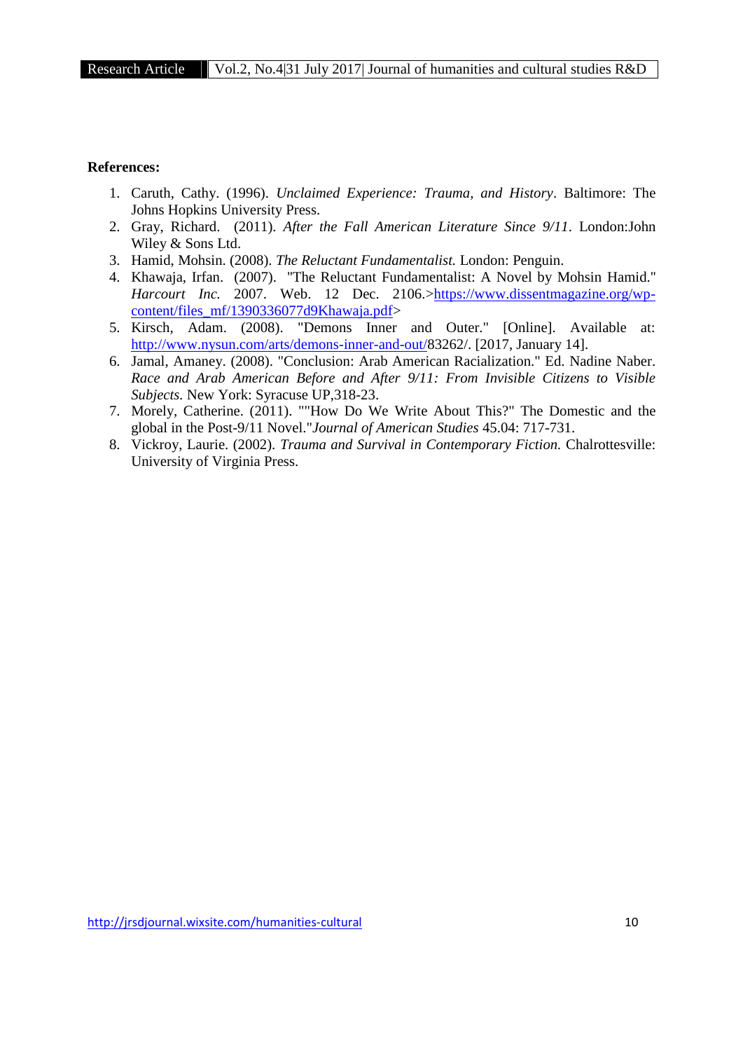**References:**

1. Caruth, Cathy. (1996). *Unclaimed Experience: Trauma, and History*. Baltimore: The Johns Hopkins University Press.
2. Gray, Richard. (2011). *After the Fall American Literature Since 9/11*. London:John Wiley & Sons Ltd.
3. Hamid, Mohsin. (2008). *The Reluctant Fundamentalist.* London: Penguin.
4. Khawaja, Irfan. (2007). "The Reluctant Fundamentalist: A Novel by Mohsin Hamid." *Harcourt Inc.* 2007. Web. 12 Dec. 2106.>https://www.dissentmagazine.org/wp-content/files_mf/1390336077d9Khawaja.pdf>
5. Kirsch, Adam. (2008). "Demons Inner and Outer." [Online]. Available at: http://www.nysun.com/arts/demons-inner-and-out/83262/. [2017, January 14].
6. Jamal, Amaney. (2008). "Conclusion: Arab American Racialization." Ed. Nadine Naber. *Race and Arab American Before and After 9/11: From Invisible Citizens to Visible Subjects.* New York: Syracuse UP,318-23.
7. Morely, Catherine. (2011). ""How Do We Write About This?" The Domestic and the global in the Post-9/11 Novel."*Journal of American Studies* 45.04: 717-731.
8. Vickroy, Laurie. (2002). *Trauma and Survival in Contemporary Fiction.* Chalrottesville: University of Virginia Press.